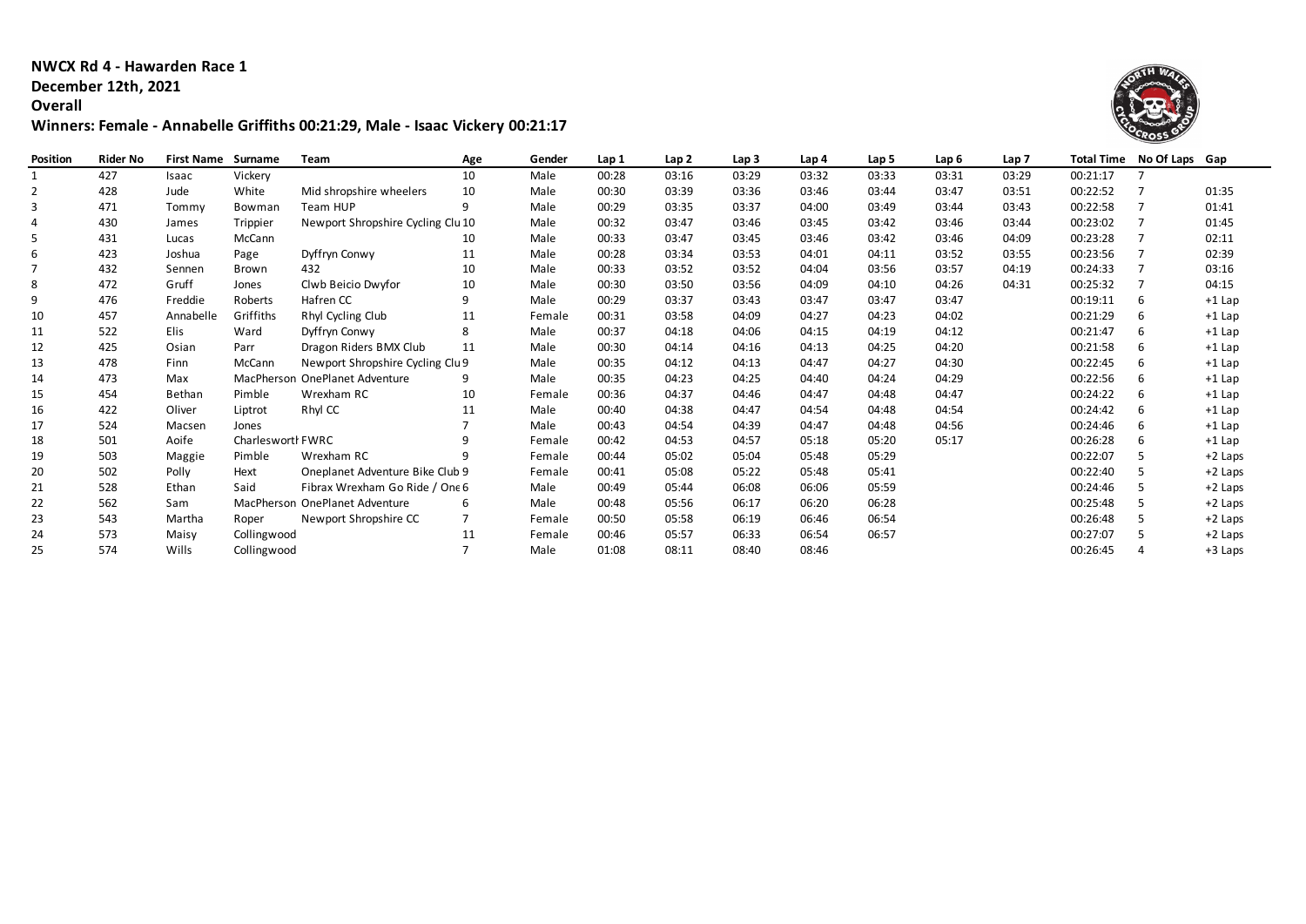**NWCX Rd 4 - Hawarden Race 1**
**December 12th, 2021**
**Overall**
**Winners: Female - Annabelle Griffiths 00:21:29, Male - Isaac Vickery 00:21:17**

| Position | Rider No | First Name | Surname | Team | Age | Gender | Lap 1 | Lap 2 | Lap 3 | Lap 4 | Lap 5 | Lap 6 | Lap 7 | Total Time | No Of Laps | Gap |
|---|---|---|---|---|---|---|---|---|---|---|---|---|---|---|---|---|
| 1 | 427 | Isaac | Vickery | | 10 | Male | 00:28 | 03:16 | 03:29 | 03:32 | 03:33 | 03:31 | 03:29 | 00:21:17 | 7 | |
| 2 | 428 | Jude | White | Mid shropshire wheelers | 10 | Male | 00:30 | 03:39 | 03:36 | 03:46 | 03:44 | 03:47 | 03:51 | 00:22:52 | 7 | 01:35 |
| 3 | 471 | Tommy | Bowman | Team HUP | 9 | Male | 00:29 | 03:35 | 03:37 | 04:00 | 03:49 | 03:44 | 03:43 | 00:22:58 | 7 | 01:41 |
| 4 | 430 | James | Trippier | Newport Shropshire Cycling Clu | 10 | Male | 00:32 | 03:47 | 03:46 | 03:45 | 03:42 | 03:46 | 03:44 | 00:23:02 | 7 | 01:45 |
| 5 | 431 | Lucas | McCann | | 10 | Male | 00:33 | 03:47 | 03:45 | 03:46 | 03:42 | 03:46 | 04:09 | 00:23:28 | 7 | 02:11 |
| 6 | 423 | Joshua | Page | Dyffryn Conwy | 11 | Male | 00:28 | 03:34 | 03:53 | 04:01 | 04:11 | 03:52 | 03:55 | 00:23:56 | 7 | 02:39 |
| 7 | 432 | Sennen | Brown | 432 | 10 | Male | 00:33 | 03:52 | 03:52 | 04:04 | 03:56 | 03:57 | 04:19 | 00:24:33 | 7 | 03:16 |
| 8 | 472 | Gruff | Jones | Clwb Beicio Dwyfor | 10 | Male | 00:30 | 03:50 | 03:56 | 04:09 | 04:10 | 04:26 | 04:31 | 00:25:32 | 7 | 04:15 |
| 9 | 476 | Freddie | Roberts | Hafren CC | 9 | Male | 00:29 | 03:37 | 03:43 | 03:47 | 03:47 | 03:47 | | 00:19:11 | 6 | +1 Lap |
| 10 | 457 | Annabelle | Griffiths | Rhyl Cycling Club | 11 | Female | 00:31 | 03:58 | 04:09 | 04:27 | 04:23 | 04:02 | | 00:21:29 | 6 | +1 Lap |
| 11 | 522 | Elis | Ward | Dyffryn Conwy | 8 | Male | 00:37 | 04:18 | 04:06 | 04:15 | 04:19 | 04:12 | | 00:21:47 | 6 | +1 Lap |
| 12 | 425 | Osian | Parr | Dragon Riders BMX Club | 11 | Male | 00:30 | 04:14 | 04:16 | 04:13 | 04:25 | 04:20 | | 00:21:58 | 6 | +1 Lap |
| 13 | 478 | Finn | McCann | Newport Shropshire Cycling Clu | 9 | Male | 00:35 | 04:12 | 04:13 | 04:47 | 04:27 | 04:30 | | 00:22:45 | 6 | +1 Lap |
| 14 | 473 | Max | MacPherson | OnePlanet Adventure | 9 | Male | 00:35 | 04:23 | 04:25 | 04:40 | 04:24 | 04:29 | | 00:22:56 | 6 | +1 Lap |
| 15 | 454 | Bethan | Pimble | Wrexham RC | 10 | Female | 00:36 | 04:37 | 04:46 | 04:47 | 04:48 | 04:47 | | 00:24:22 | 6 | +1 Lap |
| 16 | 422 | Oliver | Liptrot | Rhyl CC | 11 | Male | 00:40 | 04:38 | 04:47 | 04:54 | 04:48 | 04:54 | | 00:24:42 | 6 | +1 Lap |
| 17 | 524 | Macsen | Jones | | 7 | Male | 00:43 | 04:54 | 04:39 | 04:47 | 04:48 | 04:56 | | 00:24:46 | 6 | +1 Lap |
| 18 | 501 | Aoife | Charleswortl | FWRC | 9 | Female | 00:42 | 04:53 | 04:57 | 05:18 | 05:20 | 05:17 | | 00:26:28 | 6 | +1 Lap |
| 19 | 503 | Maggie | Pimble | Wrexham RC | 9 | Female | 00:44 | 05:02 | 05:04 | 05:48 | 05:29 | | | 00:22:07 | 5 | +2 Laps |
| 20 | 502 | Polly | Hext | Oneplanet Adventure Bike Club | 9 | Female | 00:41 | 05:08 | 05:22 | 05:48 | 05:41 | | | 00:22:40 | 5 | +2 Laps |
| 21 | 528 | Ethan | Said | Fibrax Wrexham Go Ride / One | 6 | Male | 00:49 | 05:44 | 06:08 | 06:06 | 05:59 | | | 00:24:46 | 5 | +2 Laps |
| 22 | 562 | Sam | MacPherson | OnePlanet Adventure | 6 | Male | 00:48 | 05:56 | 06:17 | 06:20 | 06:28 | | | 00:25:48 | 5 | +2 Laps |
| 23 | 543 | Martha | Roper | Newport Shropshire CC | 7 | Female | 00:50 | 05:58 | 06:19 | 06:46 | 06:54 | | | 00:26:48 | 5 | +2 Laps |
| 24 | 573 | Maisy | Collingwood | | 11 | Female | 00:46 | 05:57 | 06:33 | 06:54 | 06:57 | | | 00:27:07 | 5 | +2 Laps |
| 25 | 574 | Wills | Collingwood | | 7 | Male | 01:08 | 08:11 | 08:40 | 08:46 | | | | 00:26:45 | 4 | +3 Laps |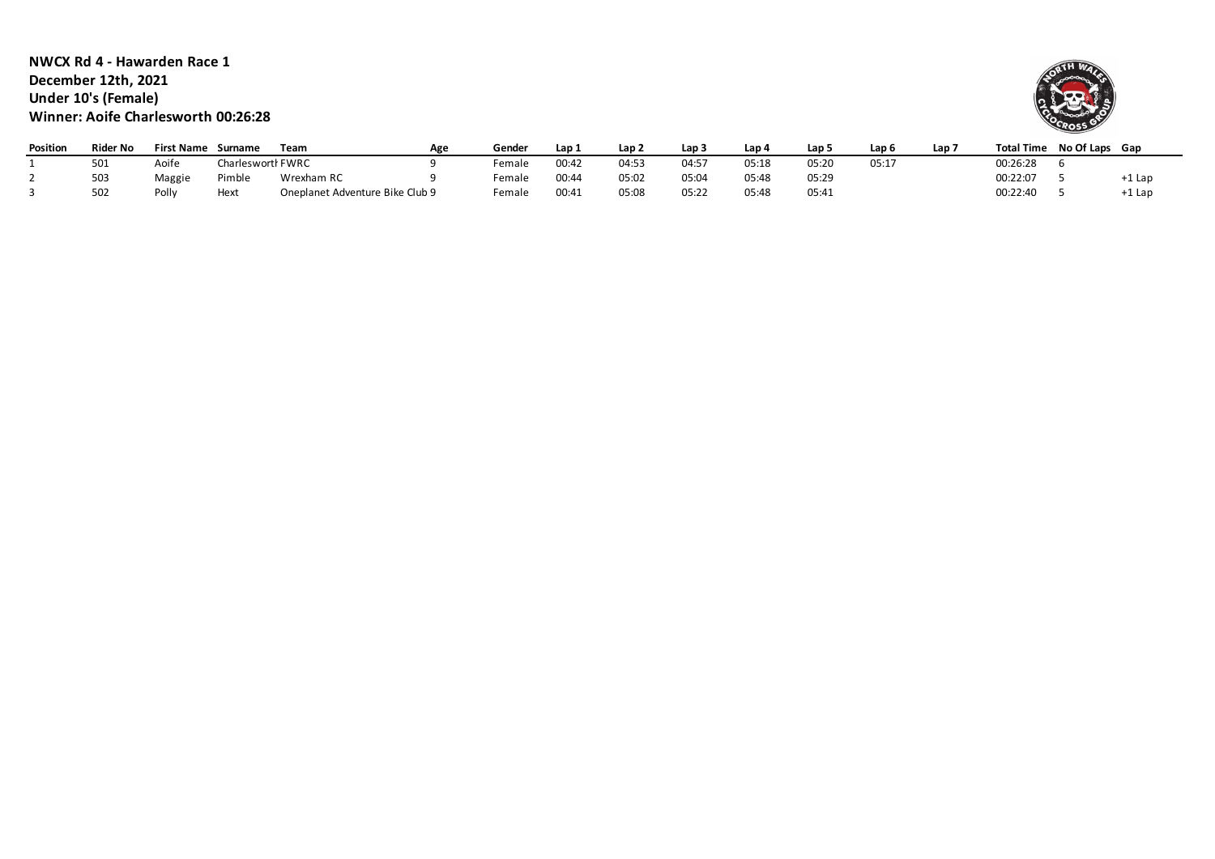**NWCX Rd 4 - Hawarden Race 1**
**December 12th, 2021**
**Under 10's (Female)**
**Winner: Aoife Charlesworth 00:26:28**

| Position | Rider No | First Name | Surname | Team | Age | Gender | Lap 1 | Lap 2 | Lap 3 | Lap 4 | Lap 5 | Lap 6 | Lap 7 | Total Time | No Of Laps | Gap |
|---|---|---|---|---|---|---|---|---|---|---|---|---|---|---|---|---|
| 1 | 501 | Aoife | Charlesworth | FWRC | 9 | Female | 00:42 | 04:53 | 04:57 | 05:18 | 05:20 | 05:17 | | 00:26:28 | 6 | |
| 2 | 503 | Maggie | Pimble | Wrexham RC | 9 | Female | 00:44 | 05:02 | 05:04 | 05:48 | 05:29 | | | 00:22:07 | 5 | +1 Lap |
| 3 | 502 | Polly | Hext | Oneplanet Adventure Bike Club | 9 | Female | 00:41 | 05:08 | 05:22 | 05:48 | 05:41 | | | 00:22:40 | 5 | +1 Lap |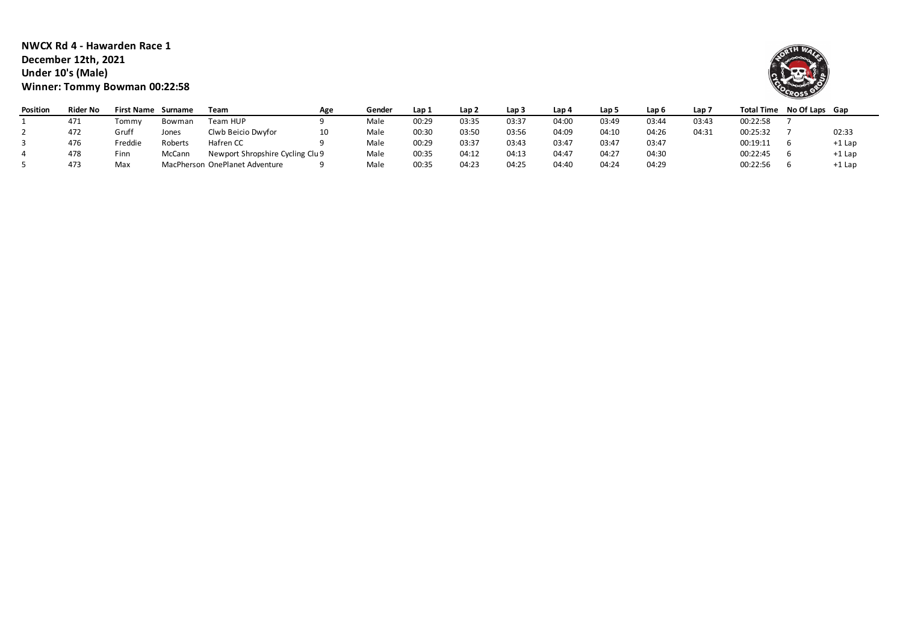**NWCX Rd 4 - Hawarden Race 1**
**December 12th, 2021**
**Under 10's (Male)**
**Winner: Tommy Bowman 00:22:58**

| Position | Rider No | First Name | Surname | Team | Age | Gender | Lap 1 | Lap 2 | Lap 3 | Lap 4 | Lap 5 | Lap 6 | Lap 7 | Total Time | No Of Laps | Gap |
|---|---|---|---|---|---|---|---|---|---|---|---|---|---|---|---|---|
| 1 | 471 | Tommy | Bowman | Team HUP | 9 | Male | 00:29 | 03:35 | 03:37 | 04:00 | 03:49 | 03:44 | 03:43 | 00:22:58 | 7 | |
| 2 | 472 | Gruff | Jones | Clwb Beicio Dwyfor | 10 | Male | 00:30 | 03:50 | 03:56 | 04:09 | 04:10 | 04:26 | 04:31 | 00:25:32 | 7 | 02:33 |
| 3 | 476 | Freddie | Roberts | Hafren CC | 9 | Male | 00:29 | 03:37 | 03:43 | 03:47 | 03:47 | 03:47 | | 00:19:11 | 6 | +1 Lap |
| 4 | 478 | Finn | McCann | Newport Shropshire Cycling Clu | 9 | Male | 00:35 | 04:12 | 04:13 | 04:47 | 04:27 | 04:30 | | 00:22:45 | 6 | +1 Lap |
| 5 | 473 | Max | MacPherson | OnePlanet Adventure | 9 | Male | 00:35 | 04:23 | 04:25 | 04:40 | 04:24 | 04:29 | | 00:22:56 | 6 | +1 Lap |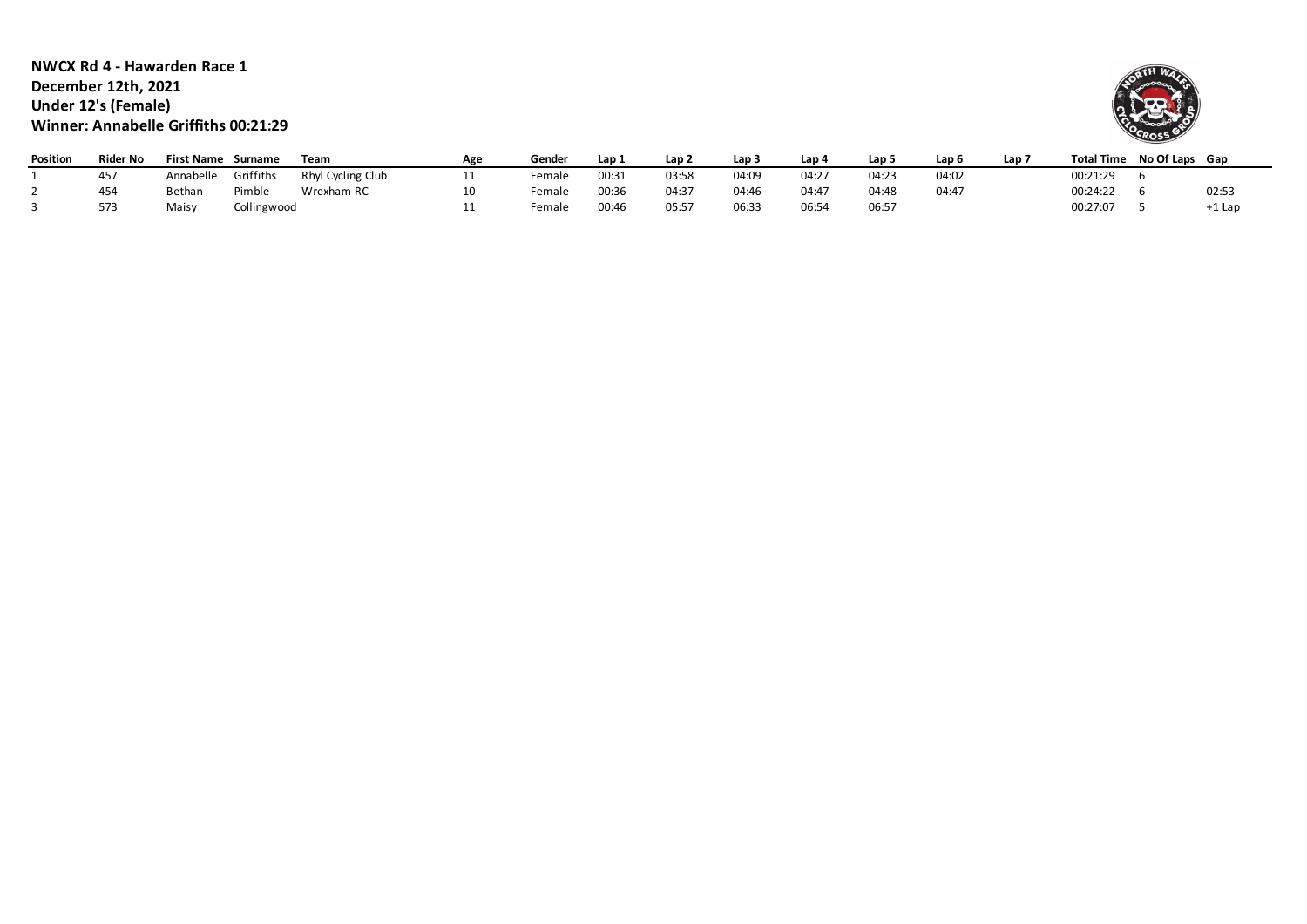**NWCX Rd 4 - Hawarden Race 1**
**December 12th, 2021**
**Under 12's (Female)**
**Winner: Annabelle Griffiths 00:21:29**

| Position | Rider No | First Name | Surname | Team | Age | Gender | Lap 1 | Lap 2 | Lap 3 | Lap 4 | Lap 5 | Lap 6 | Lap 7 | Total Time | No Of Laps | Gap |
|---|---|---|---|---|---|---|---|---|---|---|---|---|---|---|---|---|
| 1 | 457 | Annabelle | Griffiths | Rhyl Cycling Club | 11 | Female | 00:31 | 03:58 | 04:09 | 04:27 | 04:23 | 04:02 | | 00:21:29 | 6 | |
| 2 | 454 | Bethan | Pimble | Wrexham RC | 10 | Female | 00:36 | 04:37 | 04:46 | 04:47 | 04:48 | 04:47 | | 00:24:22 | 6 | 02:53 |
| 3 | 573 | Maisy | Collingwood | | 11 | Female | 00:46 | 05:57 | 06:33 | 06:54 | 06:57 | | | 00:27:07 | 5 | +1 Lap |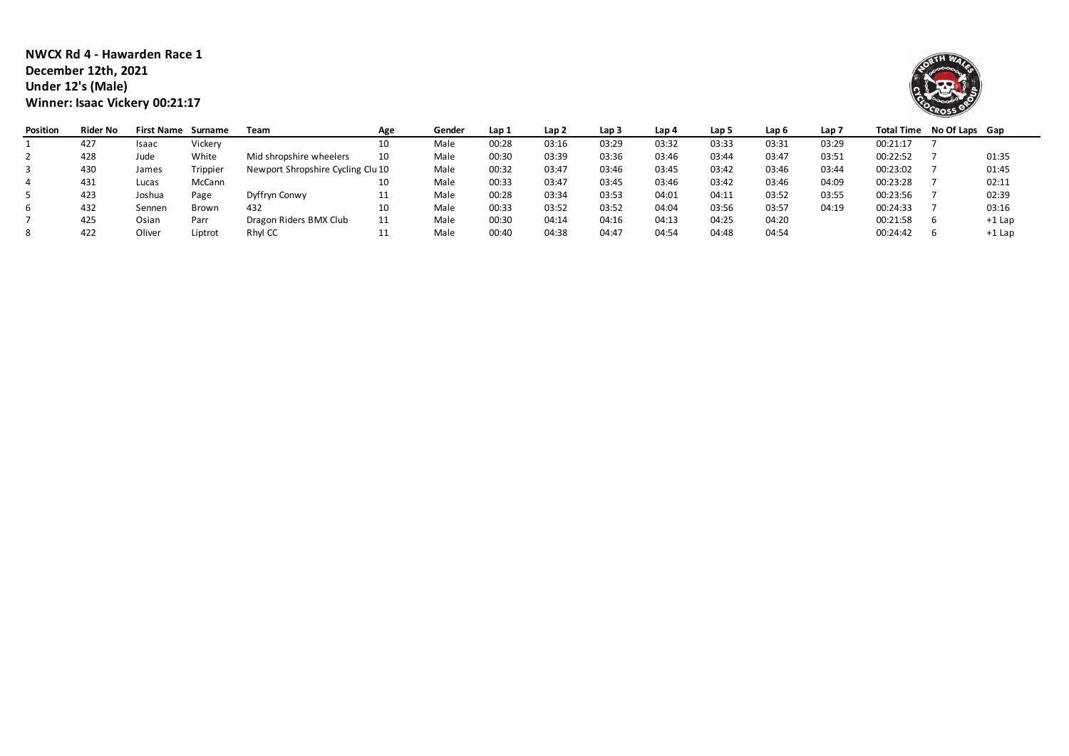**NWCX Rd 4 - Hawarden Race 1**
**December 12th, 2021**
**Under 12's (Male)**
**Winner: Isaac Vickery 00:21:17**

| Position | Rider No | First Name | Surname | Team | Age | Gender | Lap 1 | Lap 2 | Lap 3 | Lap 4 | Lap 5 | Lap 6 | Lap 7 | Total Time | No Of Laps | Gap |
|---|---|---|---|---|---|---|---|---|---|---|---|---|---|---|---|---|
| 1 | 427 | Isaac | Vickery | | 10 | Male | 00:28 | 03:16 | 03:29 | 03:32 | 03:33 | 03:31 | 03:29 | 00:21:17 | 7 | |
| 2 | 428 | Jude | White | Mid shropshire wheelers | 10 | Male | 00:30 | 03:39 | 03:36 | 03:46 | 03:44 | 03:47 | 03:51 | 00:22:52 | 7 | 01:35 |
| 3 | 430 | James | Trippier | Newport Shropshire Cycling Clu | 10 | Male | 00:32 | 03:47 | 03:46 | 03:45 | 03:42 | 03:46 | 03:44 | 00:23:02 | 7 | 01:45 |
| 4 | 431 | Lucas | McCann | | 10 | Male | 00:33 | 03:47 | 03:45 | 03:46 | 03:42 | 03:46 | 04:09 | 00:23:28 | 7 | 02:11 |
| 5 | 423 | Joshua | Page | Dyffryn Conwy | 11 | Male | 00:28 | 03:34 | 03:53 | 04:01 | 04:11 | 03:52 | 03:55 | 00:23:56 | 7 | 02:39 |
| 6 | 432 | Sennen | Brown | 432 | 10 | Male | 00:33 | 03:52 | 03:52 | 04:04 | 03:56 | 03:57 | 04:19 | 00:24:33 | 7 | 03:16 |
| 7 | 425 | Osian | Parr | Dragon Riders BMX Club | 11 | Male | 00:30 | 04:14 | 04:16 | 04:13 | 04:25 | 04:20 | | 00:21:58 | 6 | +1 Lap |
| 8 | 422 | Oliver | Liptrot | Rhyl CC | 11 | Male | 00:40 | 04:38 | 04:47 | 04:54 | 04:48 | 04:54 | | 00:24:42 | 6 | +1 Lap |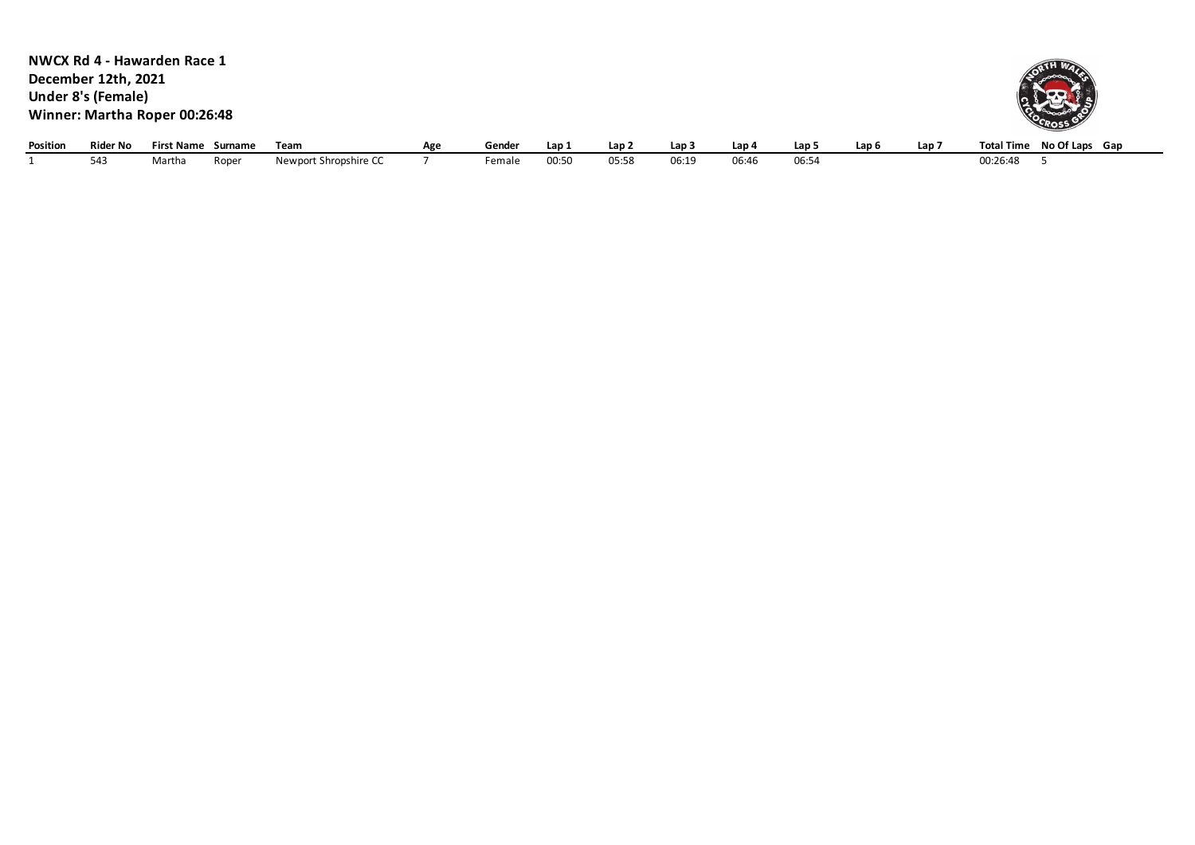**NWCX Rd 4 - Hawarden Race 1**
**December 12th, 2021**
**Under 8's (Female)**
**Winner: Martha Roper 00:26:48**

| Position | Rider No | First Name | Surname | Team | Age | Gender | Lap 1 | Lap 2 | Lap 3 | Lap 4 | Lap 5 | Lap 6 | Lap 7 | Total Time | No Of Laps | Gap |
|---|---|---|---|---|---|---|---|---|---|---|---|---|---|---|---|---|
| 1 | 543 | Martha | Roper | Newport Shropshire CC | 7 | Female | 00:50 | 05:58 | 06:19 | 06:46 | 06:54 | | | 00:26:48 | 5 | |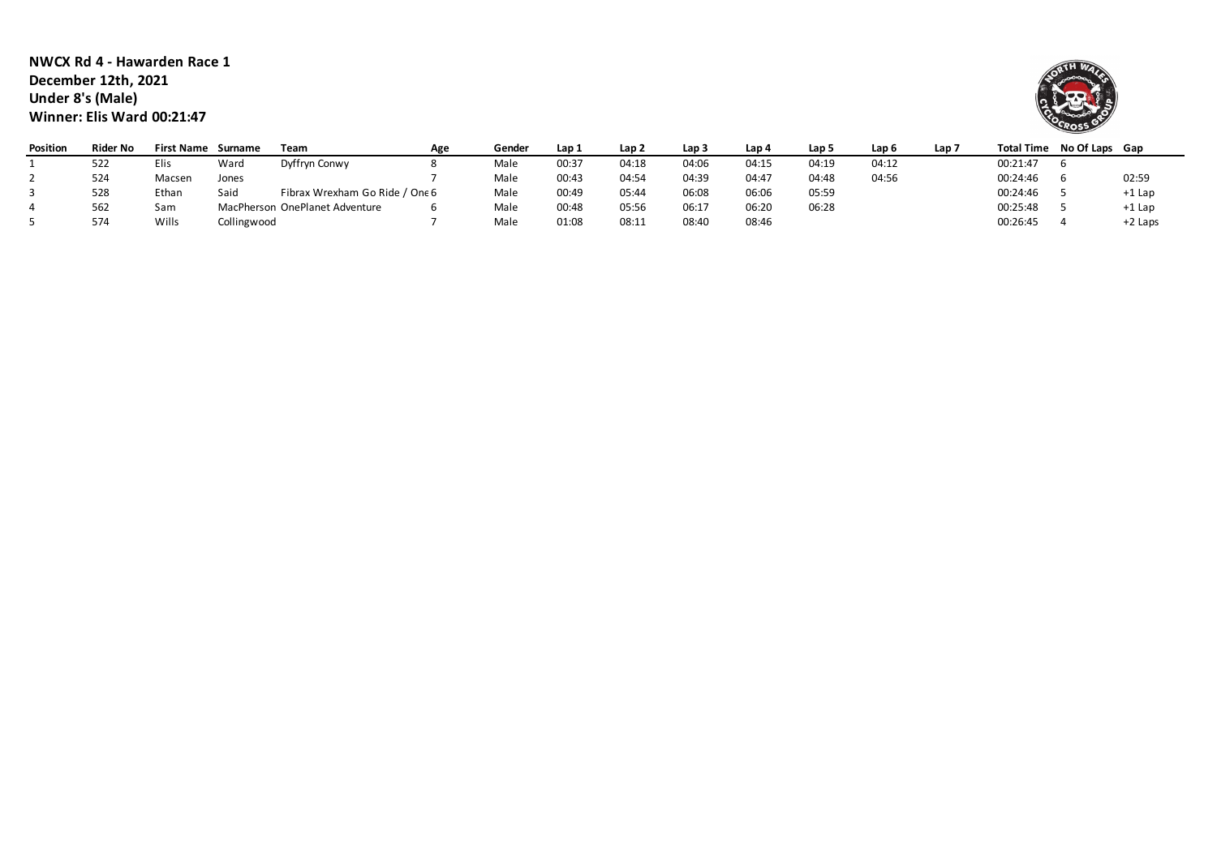**NWCX Rd 4 - Hawarden Race 1**
**December 12th, 2021**
**Under 8's (Male)**
**Winner: Elis Ward 00:21:47**

| Position | Rider No | First Name | Surname | Team | Age | Gender | Lap 1 | Lap 2 | Lap 3 | Lap 4 | Lap 5 | Lap 6 | Lap 7 | Total Time | No Of Laps | Gap |
|---|---|---|---|---|---|---|---|---|---|---|---|---|---|---|---|---|
| 1 | 522 | Elis | Ward | Dyffryn Conwy | 8 | Male | 00:37 | 04:18 | 04:06 | 04:15 | 04:19 | 04:12 | | 00:21:47 | 6 | |
| 2 | 524 | Macsen | Jones | | 7 | Male | 00:43 | 04:54 | 04:39 | 04:47 | 04:48 | 04:56 | | 00:24:46 | 6 | 02:59 |
| 3 | 528 | Ethan | Said | Fibrax Wrexham Go Ride / One | 6 | Male | 00:49 | 05:44 | 06:08 | 06:06 | 05:59 | | | 00:24:46 | 5 | +1 Lap |
| 4 | 562 | Sam | MacPherson | OnePlanet Adventure | 6 | Male | 00:48 | 05:56 | 06:17 | 06:20 | 06:28 | | | 00:25:48 | 5 | +1 Lap |
| 5 | 574 | Wills | Collingwood | | 7 | Male | 01:08 | 08:11 | 08:40 | 08:46 | | | | 00:26:45 | 4 | +2 Laps |